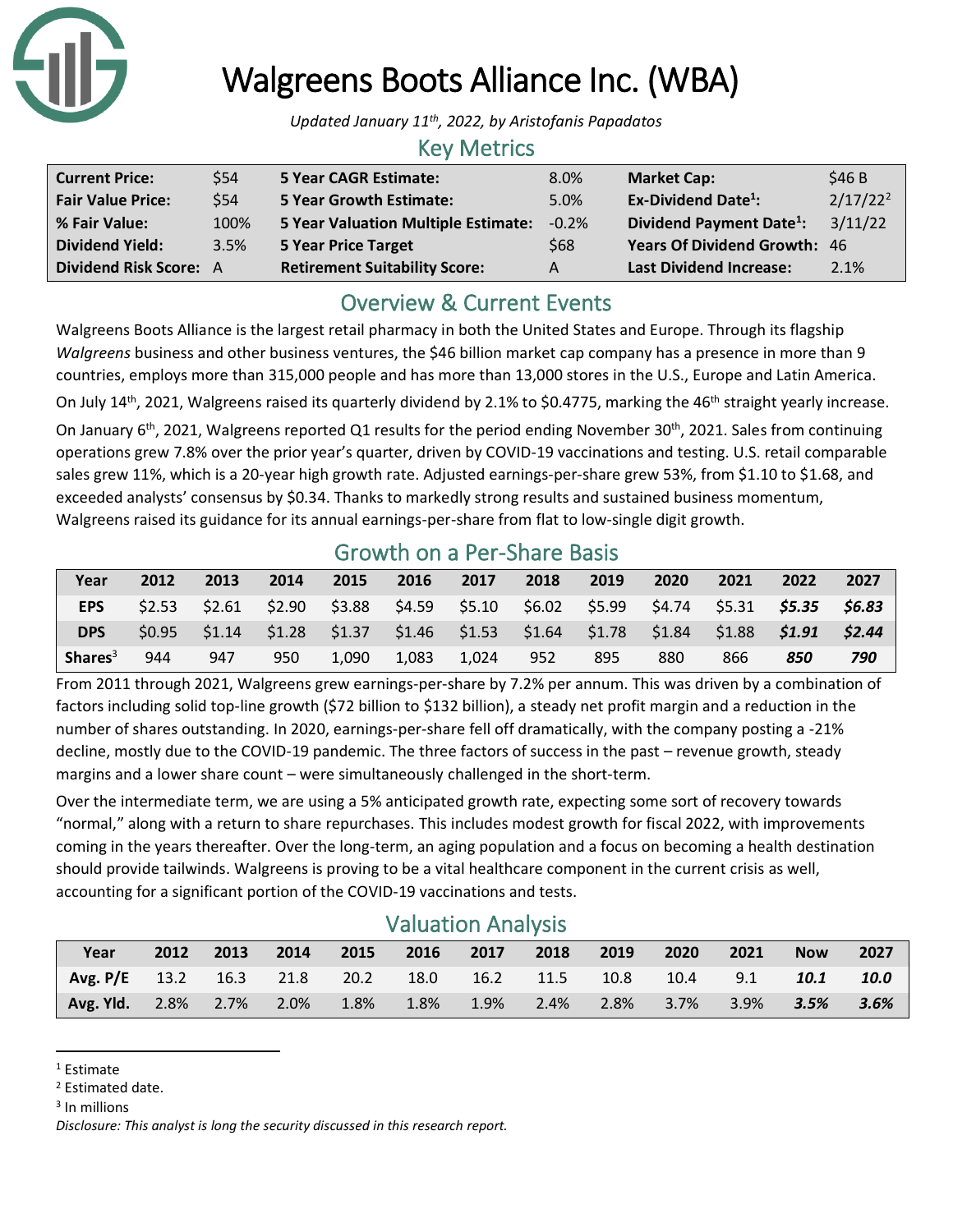# Walgreens Boots Alliance Inc. (WBA)

*Updated January 11th, 2022, by Aristofanis Papadatos*

## Key Metrics

| | | | | | |
|---|---|---|---|---|---|
| **Current Price:** | $54 | **5 Year CAGR Estimate:** | 8.0% | **Market Cap:** | $46 B |
| **Fair Value Price:** | $54 | **5 Year Growth Estimate:** | 5.0% | **Ex-Dividend Date[1]:** | 2/17/22[2] |
| **% Fair Value:** | 100% | **5 Year Valuation Multiple Estimate:** | -0.2% | **Dividend Payment Date[1]:** | 3/11/22 |
| **Dividend Yield:** | 3.5% | **5 Year Price Target** | $68 | **Years Of Dividend Growth:** | 46 |
| **Dividend Risk Score:** | A | **Retirement Suitability Score:** | A | **Last Dividend Increase:** | 2.1% |

## Overview & Current Events

Walgreens Boots Alliance is the largest retail pharmacy in both the United States and Europe. Through its flagship *Walgreens* business and other business ventures, the $46 billion market cap company has a presence in more than 9 countries, employs more than 315,000 people and has more than 13,000 stores in the U.S., Europe and Latin America.

On July 14th, 2021, Walgreens raised its quarterly dividend by 2.1% to $0.4775, marking the 46th straight yearly increase.

On January 6th, 2021, Walgreens reported Q1 results for the period ending November 30th, 2021. Sales from continuing operations grew 7.8% over the prior year's quarter, driven by COVID-19 vaccinations and testing. U.S. retail comparable sales grew 11%, which is a 20-year high growth rate. Adjusted earnings-per-share grew 53%, from $1.10 to $1.68, and exceeded analysts' consensus by $0.34. Thanks to markedly strong results and sustained business momentum, Walgreens raised its guidance for its annual earnings-per-share from flat to low-single digit growth.

## Growth on a Per-Share Basis

| Year | 2012 | 2013 | 2014 | 2015 | 2016 | 2017 | 2018 | 2019 | 2020 | 2021 | 2022 | 2027 |
|---|---|---|---|---|---|---|---|---|---|---|---|---|
| **EPS** | $2.53 | $2.61 | $2.90 | $3.88 | $4.59 | $5.10 | $6.02 | $5.99 | $4.74 | $5.31 | ***$5.35*** | ***$6.83*** |
| **DPS** | $0.95 | $1.14 | $1.28 | $1.37 | $1.46 | $1.53 | $1.64 | $1.78 | $1.84 | $1.88 | ***$1.91*** | ***$2.44*** |
| **Shares[3]** | 944 | 947 | 950 | 1,090 | 1,083 | 1,024 | 952 | 895 | 880 | 866 | ***850*** | ***790*** |

From 2011 through 2021, Walgreens grew earnings-per-share by 7.2% per annum. This was driven by a combination of factors including solid top-line growth ($72 billion to $132 billion), a steady net profit margin and a reduction in the number of shares outstanding. In 2020, earnings-per-share fell off dramatically, with the company posting a -21% decline, mostly due to the COVID-19 pandemic. The three factors of success in the past – revenue growth, steady margins and a lower share count – were simultaneously challenged in the short-term.

Over the intermediate term, we are using a 5% anticipated growth rate, expecting some sort of recovery towards "normal," along with a return to share repurchases. This includes modest growth for fiscal 2022, with improvements coming in the years thereafter. Over the long-term, an aging population and a focus on becoming a health destination should provide tailwinds. Walgreens is proving to be a vital healthcare component in the current crisis as well, accounting for a significant portion of the COVID-19 vaccinations and tests.

## Valuation Analysis

| Year | 2012 | 2013 | 2014 | 2015 | 2016 | 2017 | 2018 | 2019 | 2020 | 2021 | Now | 2027 |
|---|---|---|---|---|---|---|---|---|---|---|---|---|
| **Avg. P/E** | 13.2 | 16.3 | 21.8 | 20.2 | 18.0 | 16.2 | 11.5 | 10.8 | 10.4 | 9.1 | ***10.1*** | ***10.0*** |
| **Avg. Yld.** | 2.8% | 2.7% | 2.0% | 1.8% | 1.8% | 1.9% | 2.4% | 2.8% | 3.7% | 3.9% | ***3.5%*** | ***3.6%*** |

[1] Estimate

[2] Estimated date.

[3] In millions

*Disclosure: This analyst is long the security discussed in this research report.*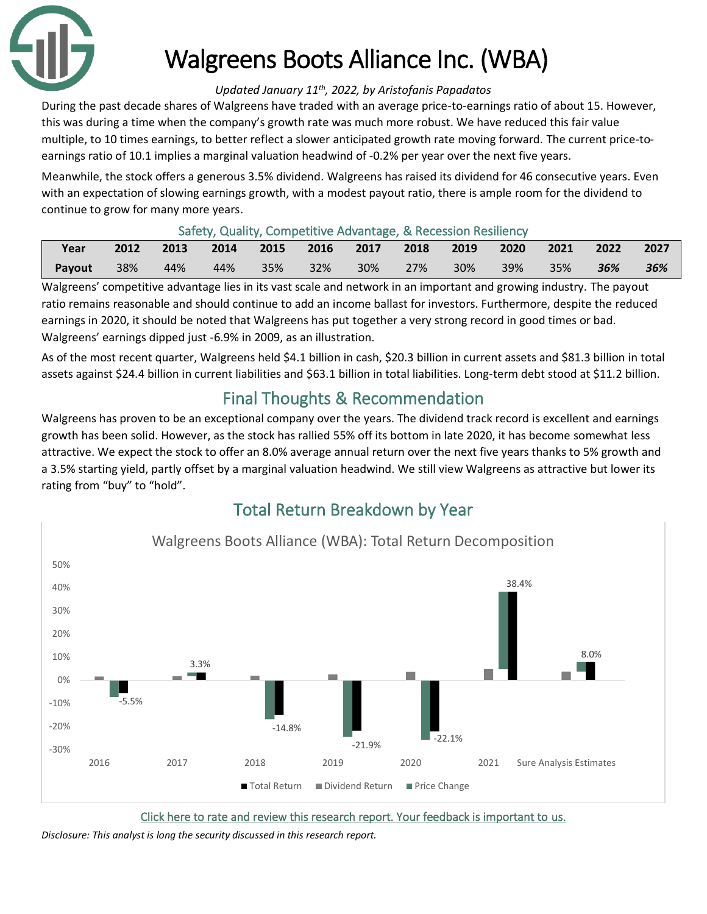# Walgreens Boots Alliance Inc. (WBA)

*Updated January 11th, 2022, by Aristofanis Papadatos*

During the past decade shares of Walgreens have traded with an average price-to-earnings ratio of about 15. However, this was during a time when the company's growth rate was much more robust. We have reduced this fair value multiple, to 10 times earnings, to better reflect a slower anticipated growth rate moving forward. The current price-to-earnings ratio of 10.1 implies a marginal valuation headwind of -0.2% per year over the next five years.

Meanwhile, the stock offers a generous 3.5% dividend. Walgreens has raised its dividend for 46 consecutive years. Even with an expectation of slowing earnings growth, with a modest payout ratio, there is ample room for the dividend to continue to grow for many more years.

## Safety, Quality, Competitive Advantage, & Recession Resiliency

| Year | 2012 | 2013 | 2014 | 2015 | 2016 | 2017 | 2018 | 2019 | 2020 | 2021 | 2022 | 2027 |
|---|---|---|---|---|---|---|---|---|---|---|---|---|
| Payout | 38% | 44% | 44% | 35% | 32% | 30% | 27% | 30% | 39% | 35% | ***36%*** | ***36%*** |

Walgreens' competitive advantage lies in its vast scale and network in an important and growing industry. The payout ratio remains reasonable and should continue to add an income ballast for investors. Furthermore, despite the reduced earnings in 2020, it should be noted that Walgreens has put together a very strong record in good times or bad. Walgreens' earnings dipped just -6.9% in 2009, as an illustration.

As of the most recent quarter, Walgreens held $4.1 billion in cash, $20.3 billion in current assets and $81.3 billion in total assets against $24.4 billion in current liabilities and $63.1 billion in total liabilities. Long-term debt stood at $11.2 billion.

## Final Thoughts & Recommendation

Walgreens has proven to be an exceptional company over the years. The dividend track record is excellent and earnings growth has been solid. However, as the stock has rallied 55% off its bottom in late 2020, it has become somewhat less attractive. We expect the stock to offer an 8.0% average annual return over the next five years thanks to 5% growth and a 3.5% starting yield, partly offset by a marginal valuation headwind. We still view Walgreens as attractive but lower its rating from "buy" to "hold".

## Total Return Breakdown by Year

Walgreens Boots Alliance (WBA): Total Return Decomposition

| | 2016 | 2017 | 2018 | 2019 | 2020 | 2021 | Sure Analysis Estimates |
|---|---|---|---|---|---|---|---|
| Total Return | -5.5% | 3.3% | -14.8% | -21.9% | -22.1% | 38.4% | 8.0% |

Click here to rate and review this research report. Your feedback is important to us.

*Disclosure: This analyst is long the security discussed in this research report.*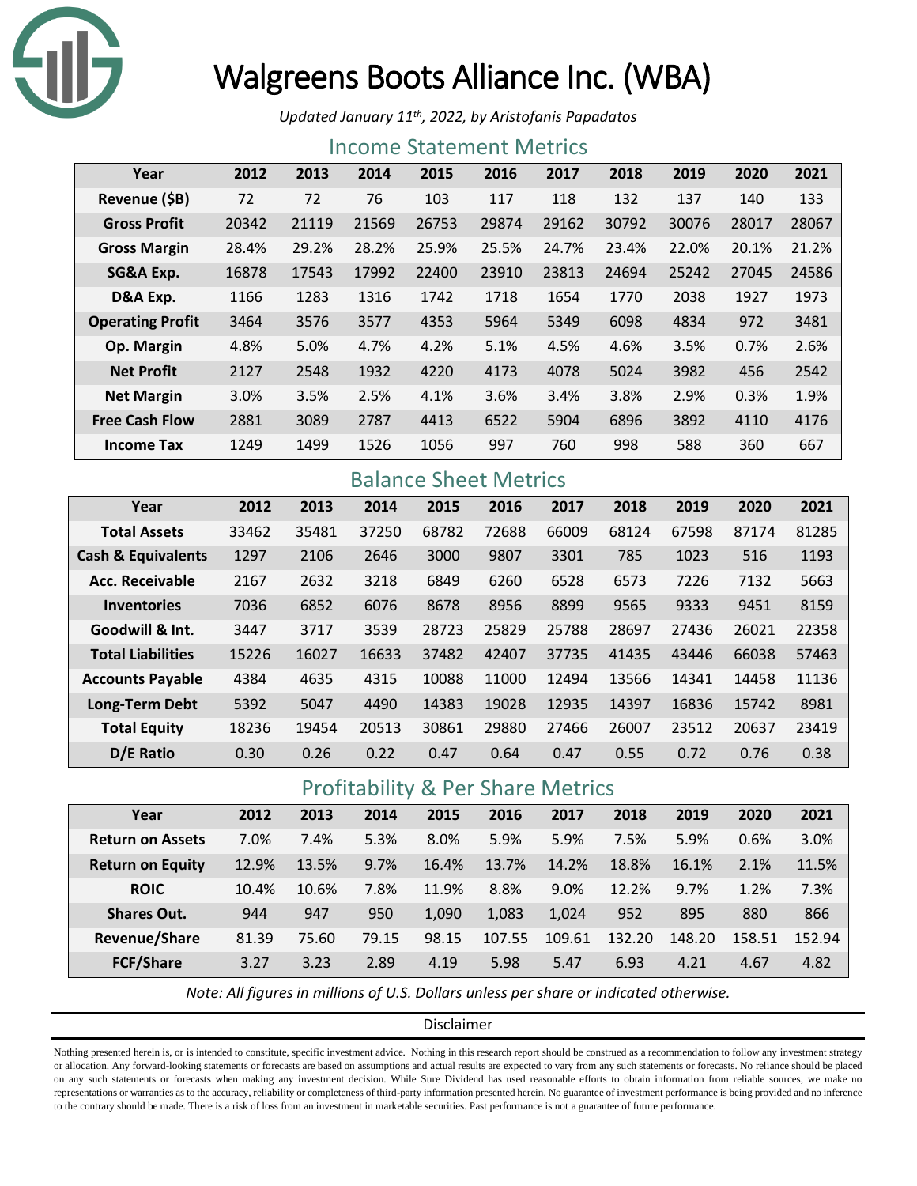# Walgreens Boots Alliance Inc. (WBA)

*Updated January 11th, 2022, by Aristofanis Papadatos*

## Income Statement Metrics

| Year | 2012 | 2013 | 2014 | 2015 | 2016 | 2017 | 2018 | 2019 | 2020 | 2021 |
|---|---|---|---|---|---|---|---|---|---|---|
| Revenue ($B) | 72 | 72 | 76 | 103 | 117 | 118 | 132 | 137 | 140 | 133 |
| Gross Profit | 20342 | 21119 | 21569 | 26753 | 29874 | 29162 | 30792 | 30076 | 28017 | 28067 |
| Gross Margin | 28.4% | 29.2% | 28.2% | 25.9% | 25.5% | 24.7% | 23.4% | 22.0% | 20.1% | 21.2% |
| SG&A Exp. | 16878 | 17543 | 17992 | 22400 | 23910 | 23813 | 24694 | 25242 | 27045 | 24586 |
| D&A Exp. | 1166 | 1283 | 1316 | 1742 | 1718 | 1654 | 1770 | 2038 | 1927 | 1973 |
| Operating Profit | 3464 | 3576 | 3577 | 4353 | 5964 | 5349 | 6098 | 4834 | 972 | 3481 |
| Op. Margin | 4.8% | 5.0% | 4.7% | 4.2% | 5.1% | 4.5% | 4.6% | 3.5% | 0.7% | 2.6% |
| Net Profit | 2127 | 2548 | 1932 | 4220 | 4173 | 4078 | 5024 | 3982 | 456 | 2542 |
| Net Margin | 3.0% | 3.5% | 2.5% | 4.1% | 3.6% | 3.4% | 3.8% | 2.9% | 0.3% | 1.9% |
| Free Cash Flow | 2881 | 3089 | 2787 | 4413 | 6522 | 5904 | 6896 | 3892 | 4110 | 4176 |
| Income Tax | 1249 | 1499 | 1526 | 1056 | 997 | 760 | 998 | 588 | 360 | 667 |

## Balance Sheet Metrics

| Year | 2012 | 2013 | 2014 | 2015 | 2016 | 2017 | 2018 | 2019 | 2020 | 2021 |
|---|---|---|---|---|---|---|---|---|---|---|
| Total Assets | 33462 | 35481 | 37250 | 68782 | 72688 | 66009 | 68124 | 67598 | 87174 | 81285 |
| Cash & Equivalents | 1297 | 2106 | 2646 | 3000 | 9807 | 3301 | 785 | 1023 | 516 | 1193 |
| Acc. Receivable | 2167 | 2632 | 3218 | 6849 | 6260 | 6528 | 6573 | 7226 | 7132 | 5663 |
| Inventories | 7036 | 6852 | 6076 | 8678 | 8956 | 8899 | 9565 | 9333 | 9451 | 8159 |
| Goodwill & Int. | 3447 | 3717 | 3539 | 28723 | 25829 | 25788 | 28697 | 27436 | 26021 | 22358 |
| Total Liabilities | 15226 | 16027 | 16633 | 37482 | 42407 | 37735 | 41435 | 43446 | 66038 | 57463 |
| Accounts Payable | 4384 | 4635 | 4315 | 10088 | 11000 | 12494 | 13566 | 14341 | 14458 | 11136 |
| Long-Term Debt | 5392 | 5047 | 4490 | 14383 | 19028 | 12935 | 14397 | 16836 | 15742 | 8981 |
| Total Equity | 18236 | 19454 | 20513 | 30861 | 29880 | 27466 | 26007 | 23512 | 20637 | 23419 |
| D/E Ratio | 0.30 | 0.26 | 0.22 | 0.47 | 0.64 | 0.47 | 0.55 | 0.72 | 0.76 | 0.38 |

## Profitability & Per Share Metrics

| Year | 2012 | 2013 | 2014 | 2015 | 2016 | 2017 | 2018 | 2019 | 2020 | 2021 |
|---|---|---|---|---|---|---|---|---|---|---|
| Return on Assets | 7.0% | 7.4% | 5.3% | 8.0% | 5.9% | 5.9% | 7.5% | 5.9% | 0.6% | 3.0% |
| Return on Equity | 12.9% | 13.5% | 9.7% | 16.4% | 13.7% | 14.2% | 18.8% | 16.1% | 2.1% | 11.5% |
| ROIC | 10.4% | 10.6% | 7.8% | 11.9% | 8.8% | 9.0% | 12.2% | 9.7% | 1.2% | 7.3% |
| Shares Out. | 944 | 947 | 950 | 1,090 | 1,083 | 1,024 | 952 | 895 | 880 | 866 |
| Revenue/Share | 81.39 | 75.60 | 79.15 | 98.15 | 107.55 | 109.61 | 132.20 | 148.20 | 158.51 | 152.94 |
| FCF/Share | 3.27 | 3.23 | 2.89 | 4.19 | 5.98 | 5.47 | 6.93 | 4.21 | 4.67 | 4.82 |

*Note: All figures in millions of U.S. Dollars unless per share or indicated otherwise.*

Disclaimer

Nothing presented herein is, or is intended to constitute, specific investment advice. Nothing in this research report should be construed as a recommendation to follow any investment strategy or allocation. Any forward-looking statements or forecasts are based on assumptions and actual results are expected to vary from any such statements or forecasts. No reliance should be placed on any such statements or forecasts when making any investment decision. While Sure Dividend has used reasonable efforts to obtain information from reliable sources, we make no representations or warranties as to the accuracy, reliability or completeness of third-party information presented herein. No guarantee of investment performance is being provided and no inference to the contrary should be made. There is a risk of loss from an investment in marketable securities. Past performance is not a guarantee of future performance.